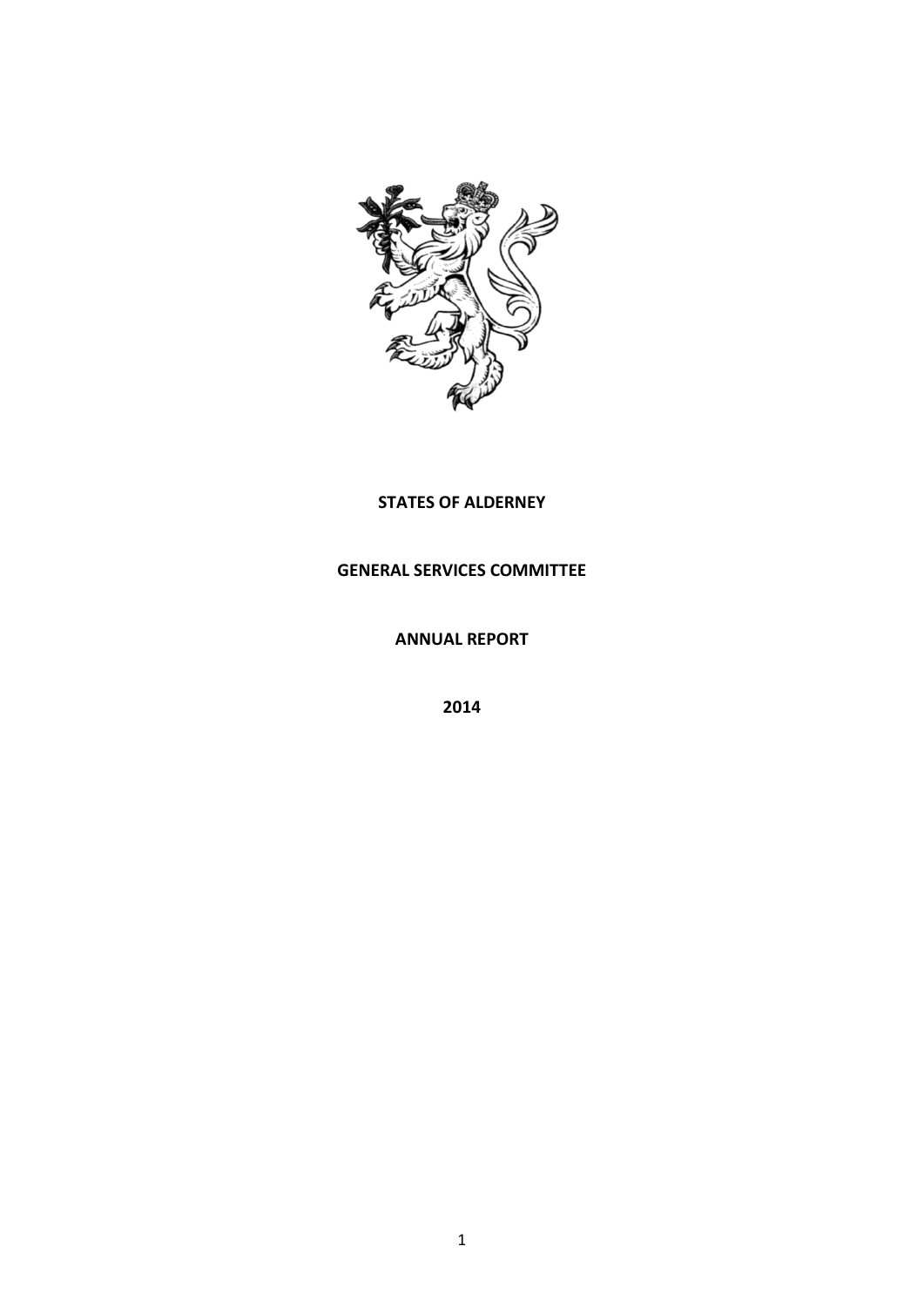**STATES OF ALDERNEY**

**GENERAL SERVICES COMMITTEE**

**ANNUAL REPORT**

**2014**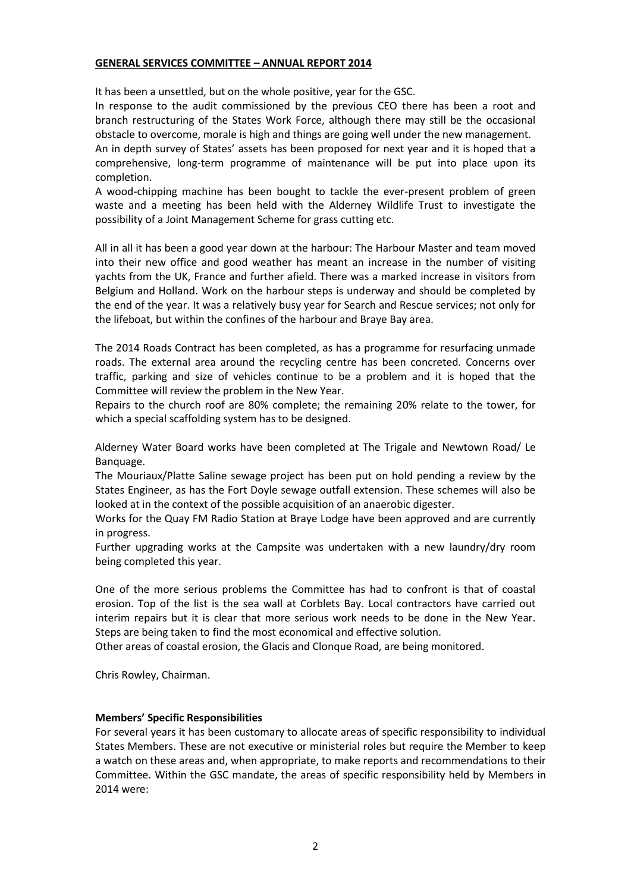## GENERAL SERVICES COMMITTEE – ANNUAL REPORT 2014

It has been a unsettled, but on the whole positive, year for the GSC.

In response to the audit commissioned by the previous CEO there has been a root and branch restructuring of the States Work Force, although there may still be the occasional obstacle to overcome, morale is high and things are going well under the new management.

An in depth survey of States' assets has been proposed for next year and it is hoped that a comprehensive, long-term programme of maintenance will be put into place upon its completion.

A wood-chipping machine has been bought to tackle the ever-present problem of green waste and a meeting has been held with the Alderney Wildlife Trust to investigate the possibility of a Joint Management Scheme for grass cutting etc.

All in all it has been a good year down at the harbour: The Harbour Master and team moved into their new office and good weather has meant an increase in the number of visiting yachts from the UK, France and further afield. There was a marked increase in visitors from Belgium and Holland. Work on the harbour steps is underway and should be completed by the end of the year. It was a relatively busy year for Search and Rescue services; not only for the lifeboat, but within the confines of the harbour and Braye Bay area.

The 2014 Roads Contract has been completed, as has a programme for resurfacing unmade roads. The external area around the recycling centre has been concreted. Concerns over traffic, parking and size of vehicles continue to be a problem and it is hoped that the Committee will review the problem in the New Year.

Repairs to the church roof are 80% complete; the remaining 20% relate to the tower, for which a special scaffolding system has to be designed.

Alderney Water Board works have been completed at The Trigale and Newtown Road/ Le Banquage.

The Mouriaux/Platte Saline sewage project has been put on hold pending a review by the States Engineer, as has the Fort Doyle sewage outfall extension. These schemes will also be looked at in the context of the possible acquisition of an anaerobic digester.

Works for the Quay FM Radio Station at Braye Lodge have been approved and are currently in progress.

Further upgrading works at the Campsite was undertaken with a new laundry/dry room being completed this year.

One of the more serious problems the Committee has had to confront is that of coastal erosion. Top of the list is the sea wall at Corblets Bay. Local contractors have carried out interim repairs but it is clear that more serious work needs to be done in the New Year. Steps are being taken to find the most economical and effective solution.

Other areas of coastal erosion, the Glacis and Clonque Road, are being monitored.

Chris Rowley, Chairman.

### Members' Specific Responsibilities

For several years it has been customary to allocate areas of specific responsibility to individual States Members. These are not executive or ministerial roles but require the Member to keep a watch on these areas and, when appropriate, to make reports and recommendations to their Committee. Within the GSC mandate, the areas of specific responsibility held by Members in 2014 were: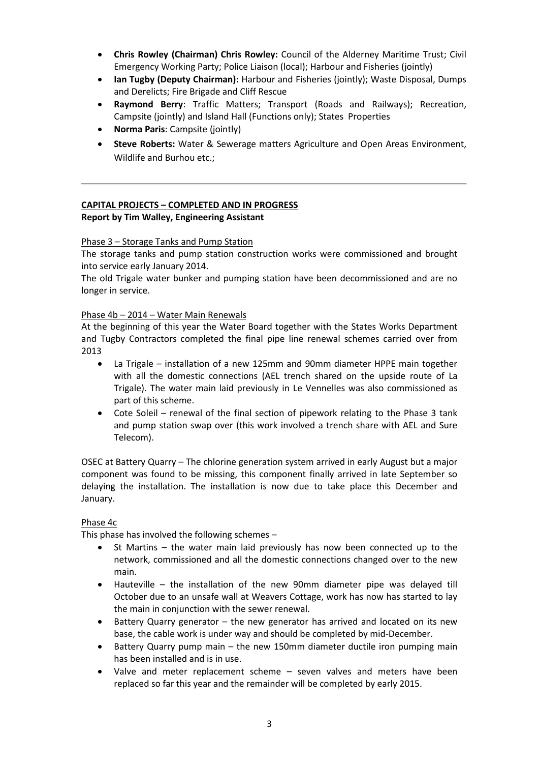- **Chris Rowley (Chairman) Chris Rowley:** Council of the Alderney Maritime Trust; Civil Emergency Working Party; Police Liaison (local); Harbour and Fisheries (jointly)
- **Ian Tugby (Deputy Chairman):** Harbour and Fisheries (jointly); Waste Disposal, Dumps and Derelicts; Fire Brigade and Cliff Rescue
- **Raymond Berry**: Traffic Matters; Transport (Roads and Railways); Recreation, Campsite (jointly) and Island Hall (Functions only); States Properties
- **Norma Paris**: Campsite (jointly)
- **Steve Roberts:** Water & Sewerage matters Agriculture and Open Areas Environment, Wildlife and Burhou etc.;

---

## CAPITAL PROJECTS – COMPLETED AND IN PROGRESS

**Report by Tim Walley, Engineering Assistant**

Phase 3 – Storage Tanks and Pump Station

The storage tanks and pump station construction works were commissioned and brought into service early January 2014.

The old Trigale water bunker and pumping station have been decommissioned and are no longer in service.

Phase 4b – 2014 – Water Main Renewals

At the beginning of this year the Water Board together with the States Works Department and Tugby Contractors completed the final pipe line renewal schemes carried over from 2013

- La Trigale – installation of a new 125mm and 90mm diameter HPPE main together with all the domestic connections (AEL trench shared on the upside route of La Trigale). The water main laid previously in Le Vennelles was also commissioned as part of this scheme.
- Cote Soleil – renewal of the final section of pipework relating to the Phase 3 tank and pump station swap over (this work involved a trench share with AEL and Sure Telecom).

OSEC at Battery Quarry – The chlorine generation system arrived in early August but a major component was found to be missing, this component finally arrived in late September so delaying the installation. The installation is now due to take place this December and January.

Phase 4c

This phase has involved the following schemes –

- St Martins – the water main laid previously has now been connected up to the network, commissioned and all the domestic connections changed over to the new main.
- Hauteville – the installation of the new 90mm diameter pipe was delayed till October due to an unsafe wall at Weavers Cottage, work has now has started to lay the main in conjunction with the sewer renewal.
- Battery Quarry generator – the new generator has arrived and located on its new base, the cable work is under way and should be completed by mid-December.
- Battery Quarry pump main – the new 150mm diameter ductile iron pumping main has been installed and is in use.
- Valve and meter replacement scheme – seven valves and meters have been replaced so far this year and the remainder will be completed by early 2015.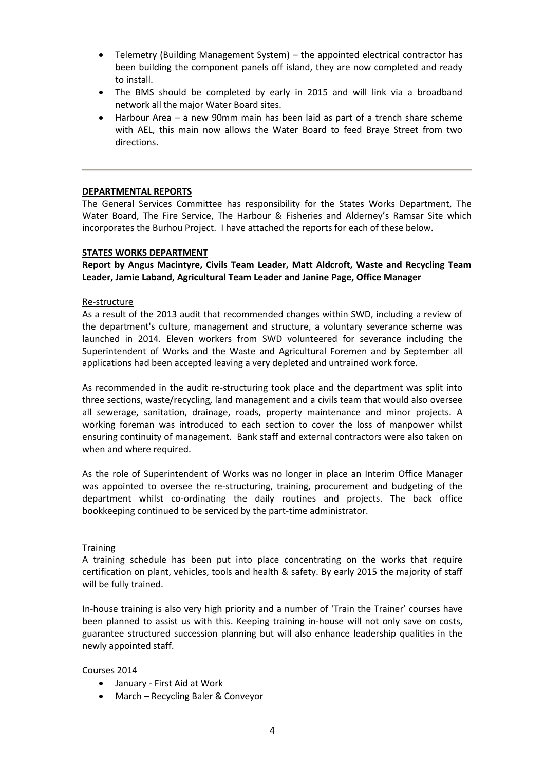- Telemetry (Building Management System) – the appointed electrical contractor has been building the component panels off island, they are now completed and ready to install.
- The BMS should be completed by early in 2015 and will link via a broadband network all the major Water Board sites.
- Harbour Area – a new 90mm main has been laid as part of a trench share scheme with AEL, this main now allows the Water Board to feed Braye Street from two directions.

---

## DEPARTMENTAL REPORTS

The General Services Committee has responsibility for the States Works Department, The Water Board, The Fire Service, The Harbour & Fisheries and Alderney's Ramsar Site which incorporates the Burhou Project. I have attached the reports for each of these below.

## STATES WORKS DEPARTMENT

**Report by Angus Macintyre, Civils Team Leader, Matt Aldcroft, Waste and Recycling Team Leader, Jamie Laband, Agricultural Team Leader and Janine Page, Office Manager**

### Re-structure

As a result of the 2013 audit that recommended changes within SWD, including a review of the department's culture, management and structure, a voluntary severance scheme was launched in 2014. Eleven workers from SWD volunteered for severance including the Superintendent of Works and the Waste and Agricultural Foremen and by September all applications had been accepted leaving a very depleted and untrained work force.

As recommended in the audit re-structuring took place and the department was split into three sections, waste/recycling, land management and a civils team that would also oversee all sewerage, sanitation, drainage, roads, property maintenance and minor projects. A working foreman was introduced to each section to cover the loss of manpower whilst ensuring continuity of management. Bank staff and external contractors were also taken on when and where required.

As the role of Superintendent of Works was no longer in place an Interim Office Manager was appointed to oversee the re-structuring, training, procurement and budgeting of the department whilst co-ordinating the daily routines and projects. The back office bookkeeping continued to be serviced by the part-time administrator.

### Training

A training schedule has been put into place concentrating on the works that require certification on plant, vehicles, tools and health & safety. By early 2015 the majority of staff will be fully trained.

In-house training is also very high priority and a number of 'Train the Trainer' courses have been planned to assist us with this. Keeping training in-house will not only save on costs, guarantee structured succession planning but will also enhance leadership qualities in the newly appointed staff.

Courses 2014

- January - First Aid at Work
- March – Recycling Baler & Conveyor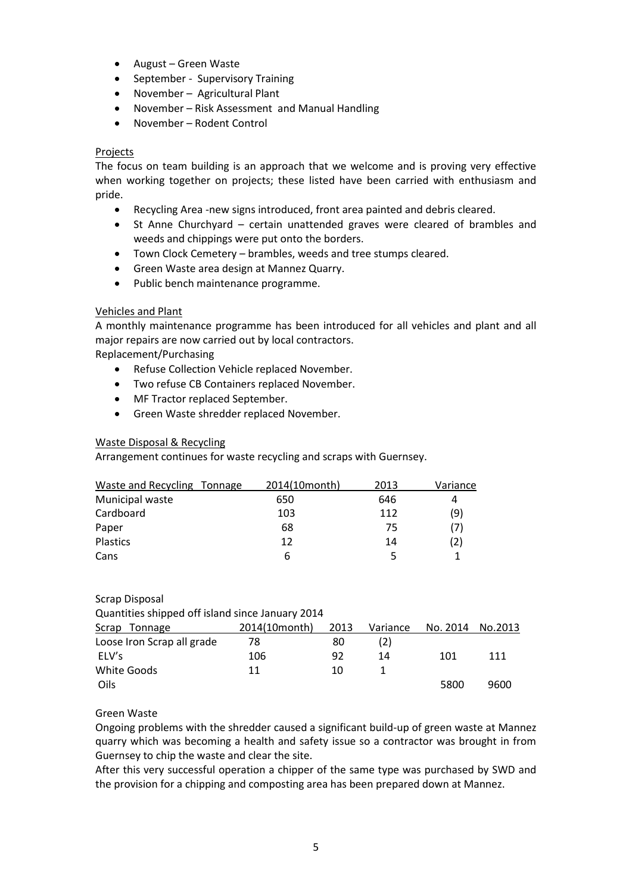- August – Green Waste
- September - Supervisory Training
- November – Agricultural Plant
- November – Risk Assessment and Manual Handling
- November – Rodent Control

Projects

The focus on team building is an approach that we welcome and is proving very effective when working together on projects; these listed have been carried with enthusiasm and pride.

- Recycling Area -new signs introduced, front area painted and debris cleared.
- St Anne Churchyard – certain unattended graves were cleared of brambles and weeds and chippings were put onto the borders.
- Town Clock Cemetery – brambles, weeds and tree stumps cleared.
- Green Waste area design at Mannez Quarry.
- Public bench maintenance programme.

Vehicles and Plant

A monthly maintenance programme has been introduced for all vehicles and plant and all major repairs are now carried out by local contractors.

Replacement/Purchasing

- Refuse Collection Vehicle replaced November.
- Two refuse CB Containers replaced November.
- MF Tractor replaced September.
- Green Waste shredder replaced November.

Waste Disposal & Recycling

Arrangement continues for waste recycling and scraps with Guernsey.

| Waste and Recycling Tonnage | 2014(10month) | 2013 | Variance |
|---|---|---|---|
| Municipal waste | 650 | 646 | 4 |
| Cardboard | 103 | 112 | (9) |
| Paper | 68 | 75 | (7) |
| Plastics | 12 | 14 | (2) |
| Cans | 6 | 5 | 1 |

Scrap Disposal

Quantities shipped off island since January 2014

| Scrap Tonnage | 2014(10month) | 2013 | Variance | No. 2014 | No.2013 |
|---|---|---|---|---|---|
| Loose Iron Scrap all grade | 78 | 80 | (2) | | |
| ELV's | 106 | 92 | 14 | 101 | 111 |
| White Goods | 11 | 10 | 1 | | |
| Oils | | | | 5800 | 9600 |

Green Waste

Ongoing problems with the shredder caused a significant build-up of green waste at Mannez quarry which was becoming a health and safety issue so a contractor was brought in from Guernsey to chip the waste and clear the site.

After this very successful operation a chipper of the same type was purchased by SWD and the provision for a chipping and composting area has been prepared down at Mannez.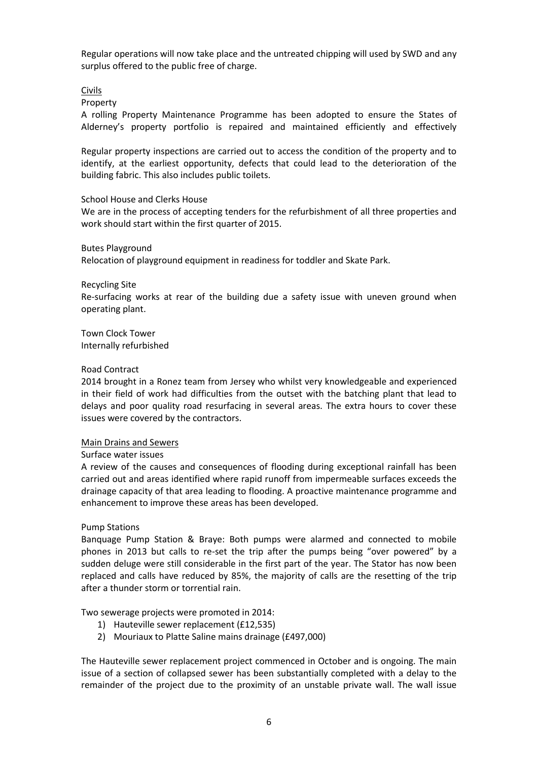Regular operations will now take place and the untreated chipping will used by SWD and any surplus offered to the public free of charge.

## Civils

### Property

A rolling Property Maintenance Programme has been adopted to ensure the States of Alderney's property portfolio is repaired and maintained efficiently and effectively

Regular property inspections are carried out to access the condition of the property and to identify, at the earliest opportunity, defects that could lead to the deterioration of the building fabric. This also includes public toilets.

### School House and Clerks House

We are in the process of accepting tenders for the refurbishment of all three properties and work should start within the first quarter of 2015.

### Butes Playground

Relocation of playground equipment in readiness for toddler and Skate Park.

### Recycling Site

Re-surfacing works at rear of the building due a safety issue with uneven ground when operating plant.

### Town Clock Tower

Internally refurbished

### Road Contract

2014 brought in a Ronez team from Jersey who whilst very knowledgeable and experienced in their field of work had difficulties from the outset with the batching plant that lead to delays and poor quality road resurfacing in several areas. The extra hours to cover these issues were covered by the contractors.

## Main Drains and Sewers

### Surface water issues

A review of the causes and consequences of flooding during exceptional rainfall has been carried out and areas identified where rapid runoff from impermeable surfaces exceeds the drainage capacity of that area leading to flooding. A proactive maintenance programme and enhancement to improve these areas has been developed.

### Pump Stations

Banquage Pump Station & Braye: Both pumps were alarmed and connected to mobile phones in 2013 but calls to re-set the trip after the pumps being "over powered" by a sudden deluge were still considerable in the first part of the year. The Stator has now been replaced and calls have reduced by 85%, the majority of calls are the resetting of the trip after a thunder storm or torrential rain.

Two sewerage projects were promoted in 2014:

1) Hauteville sewer replacement (£12,535)
2) Mouriaux to Platte Saline mains drainage (£497,000)

The Hauteville sewer replacement project commenced in October and is ongoing. The main issue of a section of collapsed sewer has been substantially completed with a delay to the remainder of the project due to the proximity of an unstable private wall. The wall issue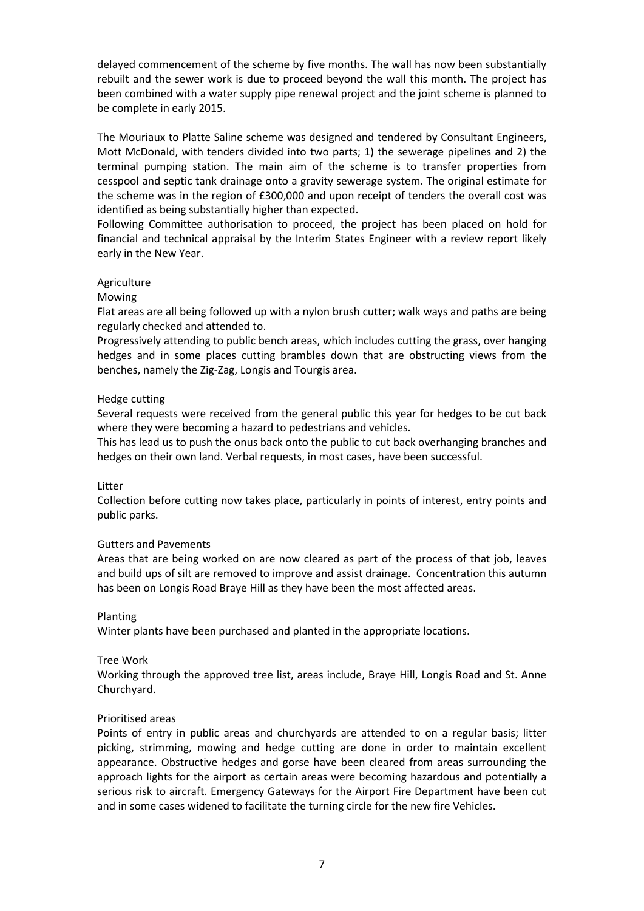delayed commencement of the scheme by five months. The wall has now been substantially rebuilt and the sewer work is due to proceed beyond the wall this month. The project has been combined with a water supply pipe renewal project and the joint scheme is planned to be complete in early 2015.

The Mouriaux to Platte Saline scheme was designed and tendered by Consultant Engineers, Mott McDonald, with tenders divided into two parts; 1) the sewerage pipelines and 2) the terminal pumping station. The main aim of the scheme is to transfer properties from cesspool and septic tank drainage onto a gravity sewerage system. The original estimate for the scheme was in the region of £300,000 and upon receipt of tenders the overall cost was identified as being substantially higher than expected.

Following Committee authorisation to proceed, the project has been placed on hold for financial and technical appraisal by the Interim States Engineer with a review report likely early in the New Year.

## Agriculture

### Mowing

Flat areas are all being followed up with a nylon brush cutter; walk ways and paths are being regularly checked and attended to.

Progressively attending to public bench areas, which includes cutting the grass, over hanging hedges and in some places cutting brambles down that are obstructing views from the benches, namely the Zig-Zag, Longis and Tourgis area.

### Hedge cutting

Several requests were received from the general public this year for hedges to be cut back where they were becoming a hazard to pedestrians and vehicles.

This has lead us to push the onus back onto the public to cut back overhanging branches and hedges on their own land. Verbal requests, in most cases, have been successful.

### Litter

Collection before cutting now takes place, particularly in points of interest, entry points and public parks.

### Gutters and Pavements

Areas that are being worked on are now cleared as part of the process of that job, leaves and build ups of silt are removed to improve and assist drainage. Concentration this autumn has been on Longis Road Braye Hill as they have been the most affected areas.

### Planting

Winter plants have been purchased and planted in the appropriate locations.

### Tree Work

Working through the approved tree list, areas include, Braye Hill, Longis Road and St. Anne Churchyard.

### Prioritised areas

Points of entry in public areas and churchyards are attended to on a regular basis; litter picking, strimming, mowing and hedge cutting are done in order to maintain excellent appearance. Obstructive hedges and gorse have been cleared from areas surrounding the approach lights for the airport as certain areas were becoming hazardous and potentially a serious risk to aircraft. Emergency Gateways for the Airport Fire Department have been cut and in some cases widened to facilitate the turning circle for the new fire Vehicles.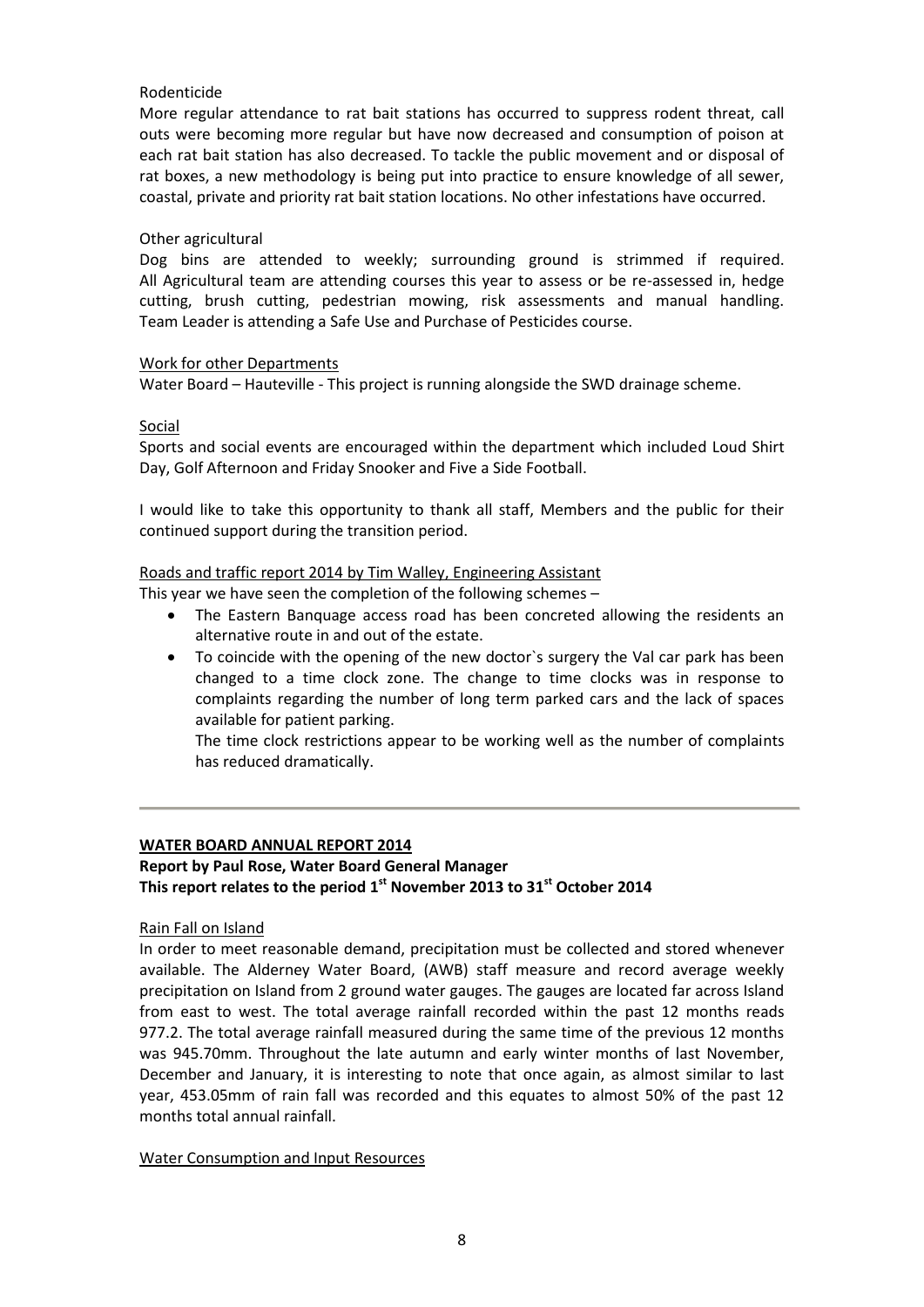Rodenticide

More regular attendance to rat bait stations has occurred to suppress rodent threat, call outs were becoming more regular but have now decreased and consumption of poison at each rat bait station has also decreased. To tackle the public movement and or disposal of rat boxes, a new methodology is being put into practice to ensure knowledge of all sewer, coastal, private and priority rat bait station locations. No other infestations have occurred.

Other agricultural

Dog bins are attended to weekly; surrounding ground is strimmed if required. All Agricultural team are attending courses this year to assess or be re-assessed in, hedge cutting, brush cutting, pedestrian mowing, risk assessments and manual handling. Team Leader is attending a Safe Use and Purchase of Pesticides course.

Work for other Departments

Water Board – Hauteville - This project is running alongside the SWD drainage scheme.

Social

Sports and social events are encouraged within the department which included Loud Shirt Day, Golf Afternoon and Friday Snooker and Five a Side Football.

I would like to take this opportunity to thank all staff, Members and the public for their continued support during the transition period.

Roads and traffic report 2014 by Tim Walley, Engineering Assistant

This year we have seen the completion of the following schemes –

- The Eastern Banquage access road has been concreted allowing the residents an alternative route in and out of the estate.
- To coincide with the opening of the new doctor`s surgery the Val car park has been changed to a time clock zone. The change to time clocks was in response to complaints regarding the number of long term parked cars and the lack of spaces available for patient parking.

  The time clock restrictions appear to be working well as the number of complaints has reduced dramatically.

---

## WATER BOARD ANNUAL REPORT 2014

**Report by Paul Rose, Water Board General Manager**
**This report relates to the period 1st November 2013 to 31st October 2014**

Rain Fall on Island

In order to meet reasonable demand, precipitation must be collected and stored whenever available. The Alderney Water Board, (AWB) staff measure and record average weekly precipitation on Island from 2 ground water gauges. The gauges are located far across Island from east to west. The total average rainfall recorded within the past 12 months reads 977.2. The total average rainfall measured during the same time of the previous 12 months was 945.70mm. Throughout the late autumn and early winter months of last November, December and January, it is interesting to note that once again, as almost similar to last year, 453.05mm of rain fall was recorded and this equates to almost 50% of the past 12 months total annual rainfall.

Water Consumption and Input Resources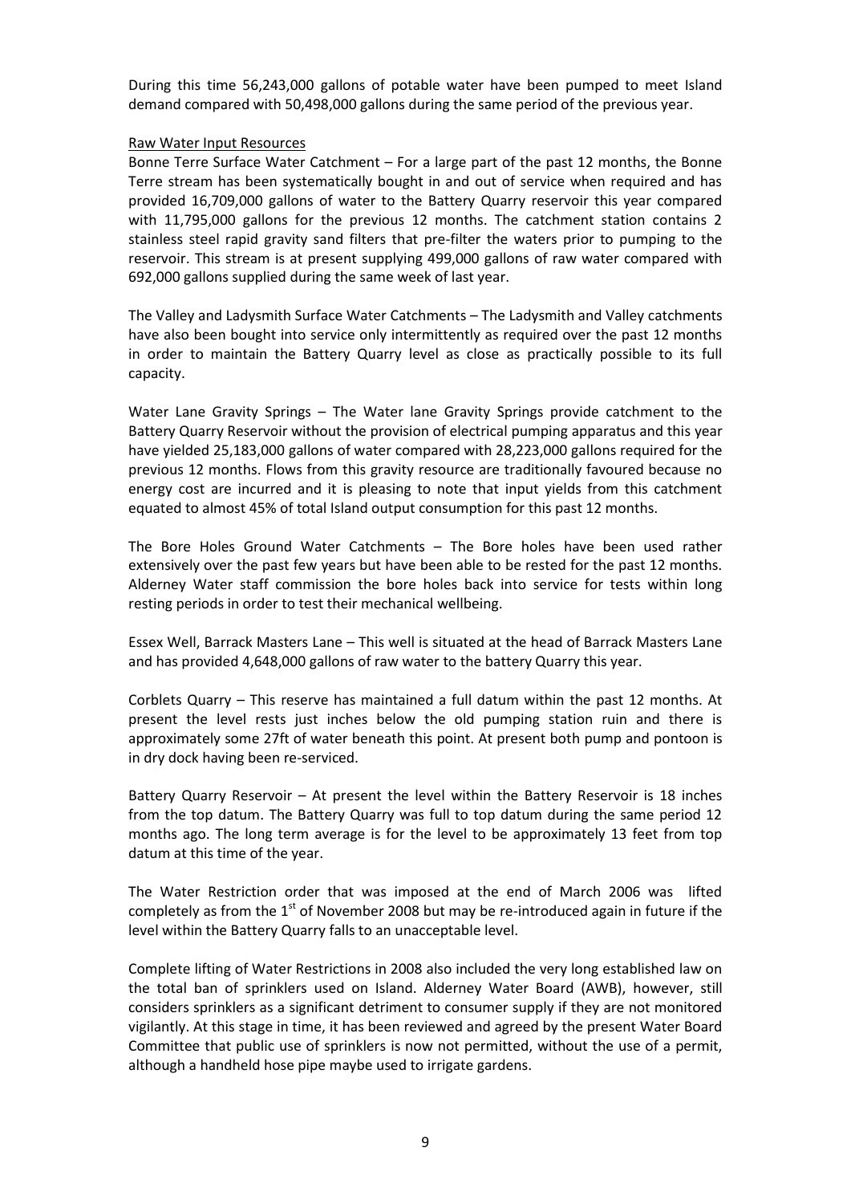During this time 56,243,000 gallons of potable water have been pumped to meet Island demand compared with 50,498,000 gallons during the same period of the previous year.

Raw Water Input Resources

Bonne Terre Surface Water Catchment – For a large part of the past 12 months, the Bonne Terre stream has been systematically bought in and out of service when required and has provided 16,709,000 gallons of water to the Battery Quarry reservoir this year compared with 11,795,000 gallons for the previous 12 months. The catchment station contains 2 stainless steel rapid gravity sand filters that pre-filter the waters prior to pumping to the reservoir. This stream is at present supplying 499,000 gallons of raw water compared with 692,000 gallons supplied during the same week of last year.

The Valley and Ladysmith Surface Water Catchments – The Ladysmith and Valley catchments have also been bought into service only intermittently as required over the past 12 months in order to maintain the Battery Quarry level as close as practically possible to its full capacity.

Water Lane Gravity Springs – The Water lane Gravity Springs provide catchment to the Battery Quarry Reservoir without the provision of electrical pumping apparatus and this year have yielded 25,183,000 gallons of water compared with 28,223,000 gallons required for the previous 12 months. Flows from this gravity resource are traditionally favoured because no energy cost are incurred and it is pleasing to note that input yields from this catchment equated to almost 45% of total Island output consumption for this past 12 months.

The Bore Holes Ground Water Catchments – The Bore holes have been used rather extensively over the past few years but have been able to be rested for the past 12 months. Alderney Water staff commission the bore holes back into service for tests within long resting periods in order to test their mechanical wellbeing.

Essex Well, Barrack Masters Lane – This well is situated at the head of Barrack Masters Lane and has provided 4,648,000 gallons of raw water to the battery Quarry this year.

Corblets Quarry – This reserve has maintained a full datum within the past 12 months. At present the level rests just inches below the old pumping station ruin and there is approximately some 27ft of water beneath this point. At present both pump and pontoon is in dry dock having been re-serviced.

Battery Quarry Reservoir – At present the level within the Battery Reservoir is 18 inches from the top datum. The Battery Quarry was full to top datum during the same period 12 months ago. The long term average is for the level to be approximately 13 feet from top datum at this time of the year.

The Water Restriction order that was imposed at the end of March 2006 was lifted completely as from the 1st of November 2008 but may be re-introduced again in future if the level within the Battery Quarry falls to an unacceptable level.

Complete lifting of Water Restrictions in 2008 also included the very long established law on the total ban of sprinklers used on Island. Alderney Water Board (AWB), however, still considers sprinklers as a significant detriment to consumer supply if they are not monitored vigilantly. At this stage in time, it has been reviewed and agreed by the present Water Board Committee that public use of sprinklers is now not permitted, without the use of a permit, although a handheld hose pipe maybe used to irrigate gardens.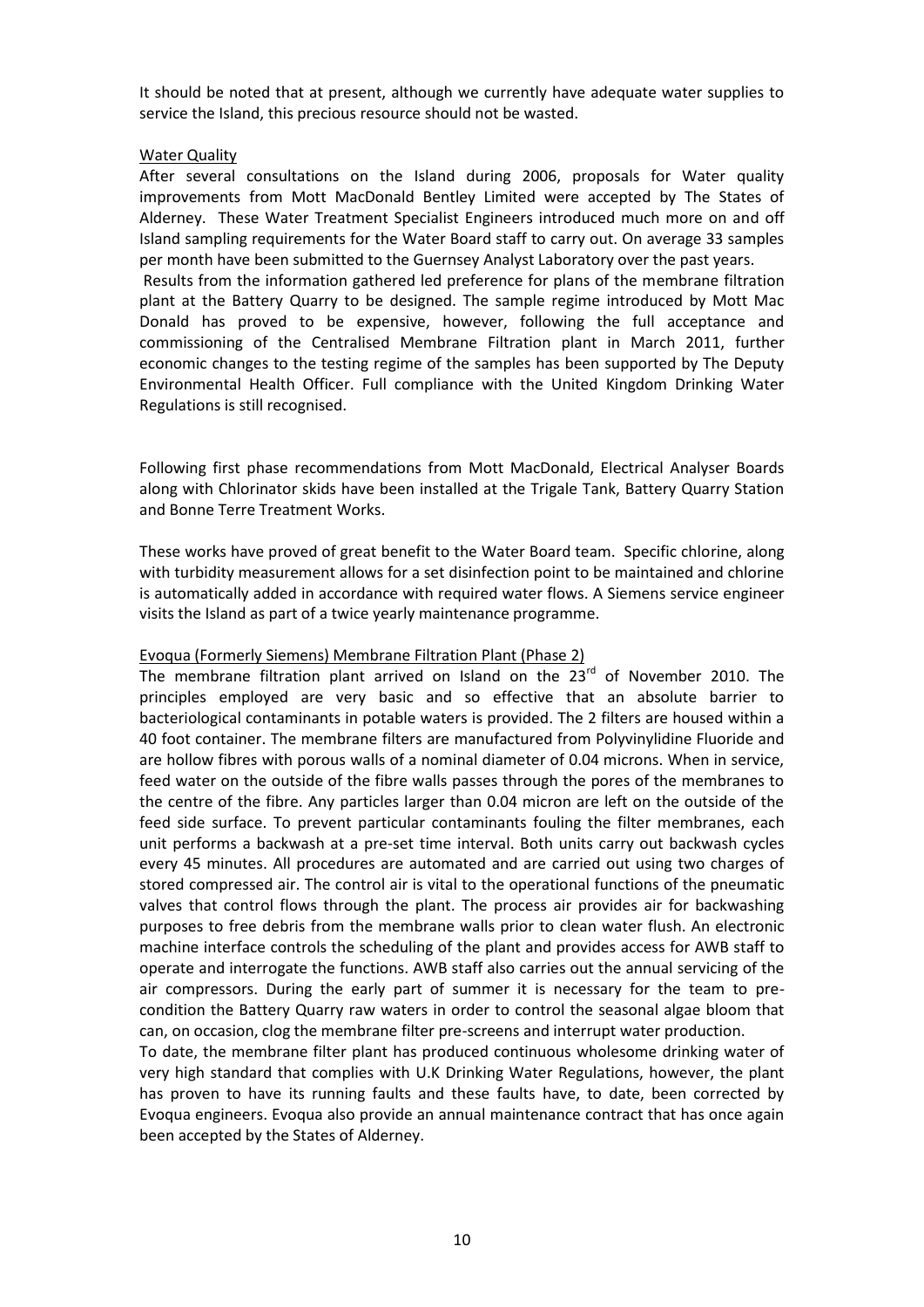It should be noted that at present, although we currently have adequate water supplies to service the Island, this precious resource should not be wasted.

## Water Quality

After several consultations on the Island during 2006, proposals for Water quality improvements from Mott MacDonald Bentley Limited were accepted by The States of Alderney. These Water Treatment Specialist Engineers introduced much more on and off Island sampling requirements for the Water Board staff to carry out. On average 33 samples per month have been submitted to the Guernsey Analyst Laboratory over the past years.

Results from the information gathered led preference for plans of the membrane filtration plant at the Battery Quarry to be designed. The sample regime introduced by Mott Mac Donald has proved to be expensive, however, following the full acceptance and commissioning of the Centralised Membrane Filtration plant in March 2011, further economic changes to the testing regime of the samples has been supported by The Deputy Environmental Health Officer. Full compliance with the United Kingdom Drinking Water Regulations is still recognised.

Following first phase recommendations from Mott MacDonald, Electrical Analyser Boards along with Chlorinator skids have been installed at the Trigale Tank, Battery Quarry Station and Bonne Terre Treatment Works.

These works have proved of great benefit to the Water Board team. Specific chlorine, along with turbidity measurement allows for a set disinfection point to be maintained and chlorine is automatically added in accordance with required water flows. A Siemens service engineer visits the Island as part of a twice yearly maintenance programme.

## Evoqua (Formerly Siemens) Membrane Filtration Plant (Phase 2)

The membrane filtration plant arrived on Island on the 23rd of November 2010. The principles employed are very basic and so effective that an absolute barrier to bacteriological contaminants in potable waters is provided. The 2 filters are housed within a 40 foot container. The membrane filters are manufactured from Polyvinylidine Fluoride and are hollow fibres with porous walls of a nominal diameter of 0.04 microns. When in service, feed water on the outside of the fibre walls passes through the pores of the membranes to the centre of the fibre. Any particles larger than 0.04 micron are left on the outside of the feed side surface. To prevent particular contaminants fouling the filter membranes, each unit performs a backwash at a pre-set time interval. Both units carry out backwash cycles every 45 minutes. All procedures are automated and are carried out using two charges of stored compressed air. The control air is vital to the operational functions of the pneumatic valves that control flows through the plant. The process air provides air for backwashing purposes to free debris from the membrane walls prior to clean water flush. An electronic machine interface controls the scheduling of the plant and provides access for AWB staff to operate and interrogate the functions. AWB staff also carries out the annual servicing of the air compressors. During the early part of summer it is necessary for the team to pre-condition the Battery Quarry raw waters in order to control the seasonal algae bloom that can, on occasion, clog the membrane filter pre-screens and interrupt water production.

To date, the membrane filter plant has produced continuous wholesome drinking water of very high standard that complies with U.K Drinking Water Regulations, however, the plant has proven to have its running faults and these faults have, to date, been corrected by Evoqua engineers. Evoqua also provide an annual maintenance contract that has once again been accepted by the States of Alderney.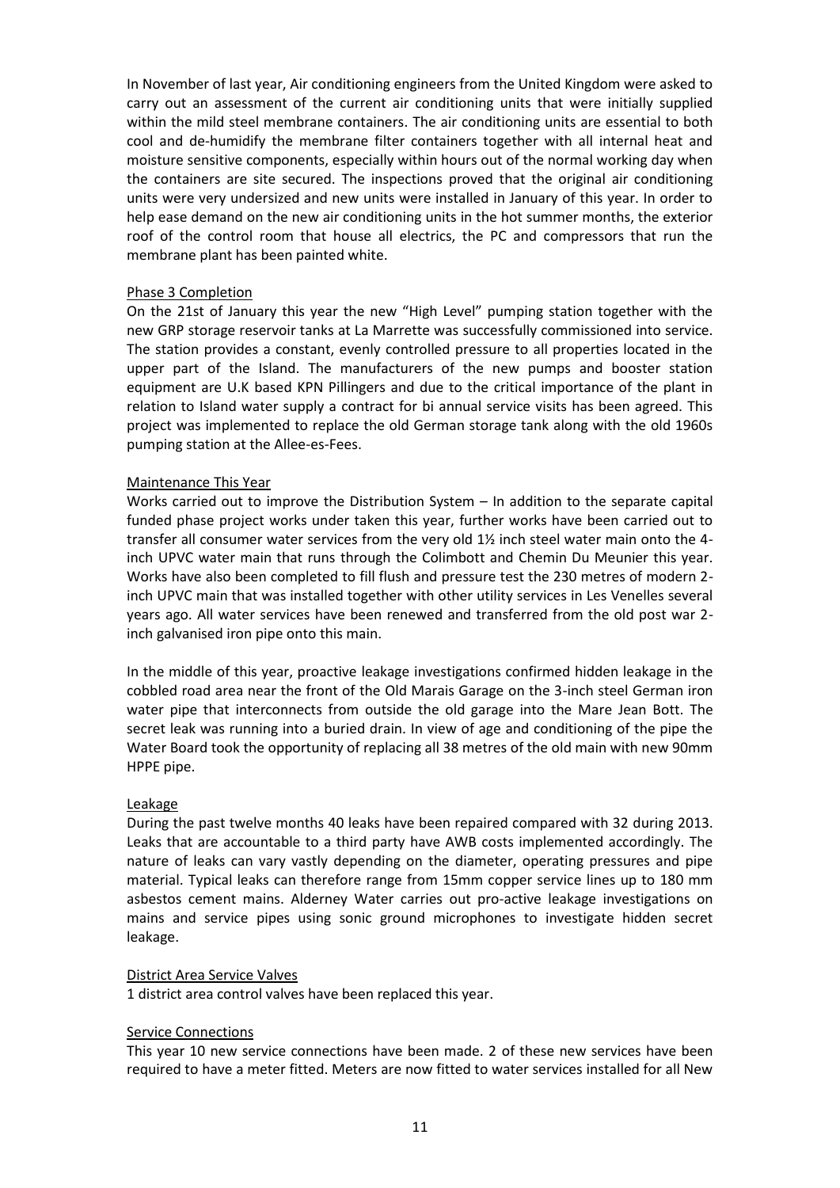In November of last year, Air conditioning engineers from the United Kingdom were asked to carry out an assessment of the current air conditioning units that were initially supplied within the mild steel membrane containers. The air conditioning units are essential to both cool and de-humidify the membrane filter containers together with all internal heat and moisture sensitive components, especially within hours out of the normal working day when the containers are site secured. The inspections proved that the original air conditioning units were very undersized and new units were installed in January of this year. In order to help ease demand on the new air conditioning units in the hot summer months, the exterior roof of the control room that house all electrics, the PC and compressors that run the membrane plant has been painted white.

## Phase 3 Completion

On the 21st of January this year the new "High Level" pumping station together with the new GRP storage reservoir tanks at La Marrette was successfully commissioned into service. The station provides a constant, evenly controlled pressure to all properties located in the upper part of the Island. The manufacturers of the new pumps and booster station equipment are U.K based KPN Pillingers and due to the critical importance of the plant in relation to Island water supply a contract for bi annual service visits has been agreed. This project was implemented to replace the old German storage tank along with the old 1960s pumping station at the Allee-es-Fees.

## Maintenance This Year

Works carried out to improve the Distribution System – In addition to the separate capital funded phase project works under taken this year, further works have been carried out to transfer all consumer water services from the very old 1½ inch steel water main onto the 4-inch UPVC water main that runs through the Colimbott and Chemin Du Meunier this year. Works have also been completed to fill flush and pressure test the 230 metres of modern 2-inch UPVC main that was installed together with other utility services in Les Venelles several years ago. All water services have been renewed and transferred from the old post war 2-inch galvanised iron pipe onto this main.

In the middle of this year, proactive leakage investigations confirmed hidden leakage in the cobbled road area near the front of the Old Marais Garage on the 3-inch steel German iron water pipe that interconnects from outside the old garage into the Mare Jean Bott. The secret leak was running into a buried drain. In view of age and conditioning of the pipe the Water Board took the opportunity of replacing all 38 metres of the old main with new 90mm HPPE pipe.

## Leakage

During the past twelve months 40 leaks have been repaired compared with 32 during 2013. Leaks that are accountable to a third party have AWB costs implemented accordingly. The nature of leaks can vary vastly depending on the diameter, operating pressures and pipe material. Typical leaks can therefore range from 15mm copper service lines up to 180 mm asbestos cement mains. Alderney Water carries out pro-active leakage investigations on mains and service pipes using sonic ground microphones to investigate hidden secret leakage.

## District Area Service Valves

1 district area control valves have been replaced this year.

## Service Connections

This year 10 new service connections have been made. 2 of these new services have been required to have a meter fitted. Meters are now fitted to water services installed for all New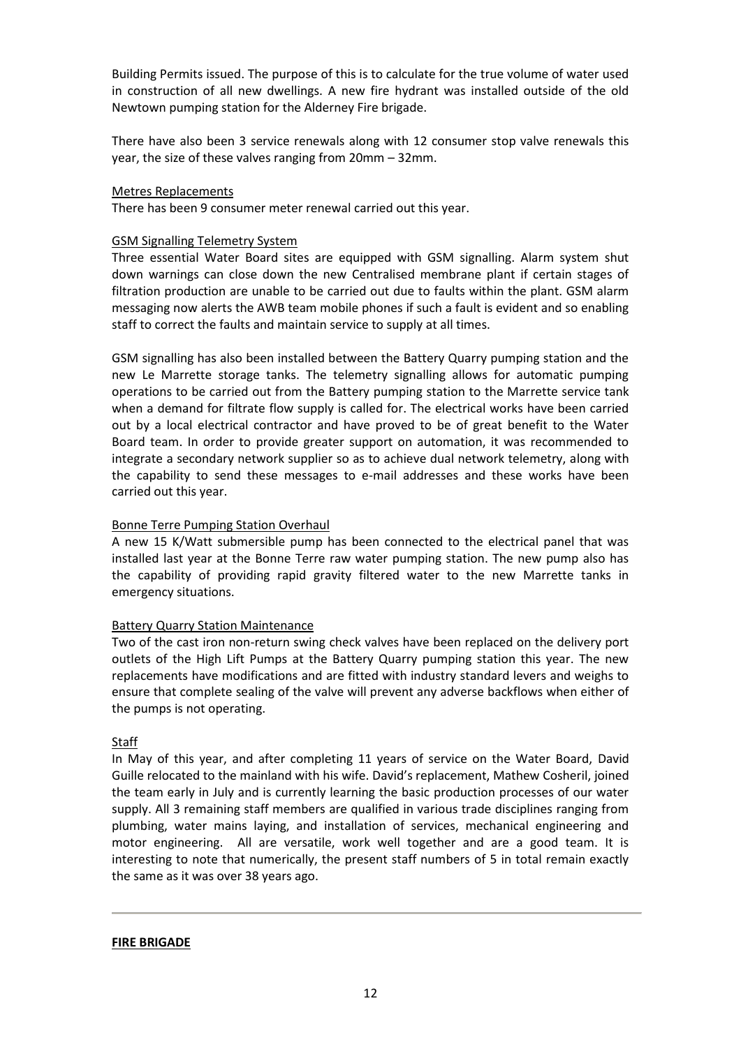Building Permits issued. The purpose of this is to calculate for the true volume of water used in construction of all new dwellings. A new fire hydrant was installed outside of the old Newtown pumping station for the Alderney Fire brigade.

There have also been 3 service renewals along with 12 consumer stop valve renewals this year, the size of these valves ranging from 20mm – 32mm.

<u>Metres Replacements</u>

There has been 9 consumer meter renewal carried out this year.

<u>GSM Signalling Telemetry System</u>

Three essential Water Board sites are equipped with GSM signalling. Alarm system shut down warnings can close down the new Centralised membrane plant if certain stages of filtration production are unable to be carried out due to faults within the plant. GSM alarm messaging now alerts the AWB team mobile phones if such a fault is evident and so enabling staff to correct the faults and maintain service to supply at all times.

GSM signalling has also been installed between the Battery Quarry pumping station and the new Le Marrette storage tanks. The telemetry signalling allows for automatic pumping operations to be carried out from the Battery pumping station to the Marrette service tank when a demand for filtrate flow supply is called for. The electrical works have been carried out by a local electrical contractor and have proved to be of great benefit to the Water Board team. In order to provide greater support on automation, it was recommended to integrate a secondary network supplier so as to achieve dual network telemetry, along with the capability to send these messages to e-mail addresses and these works have been carried out this year.

<u>Bonne Terre Pumping Station Overhaul</u>

A new 15 K/Watt submersible pump has been connected to the electrical panel that was installed last year at the Bonne Terre raw water pumping station. The new pump also has the capability of providing rapid gravity filtered water to the new Marrette tanks in emergency situations.

<u>Battery Quarry Station Maintenance</u>

Two of the cast iron non-return swing check valves have been replaced on the delivery port outlets of the High Lift Pumps at the Battery Quarry pumping station this year. The new replacements have modifications and are fitted with industry standard levers and weighs to ensure that complete sealing of the valve will prevent any adverse backflows when either of the pumps is not operating.

<u>Staff</u>

In May of this year, and after completing 11 years of service on the Water Board, David Guille relocated to the mainland with his wife. David's replacement, Mathew Cosheril, joined the team early in July and is currently learning the basic production processes of our water supply. All 3 remaining staff members are qualified in various trade disciplines ranging from plumbing, water mains laying, and installation of services, mechanical engineering and motor engineering. All are versatile, work well together and are a good team. It is interesting to note that numerically, the present staff numbers of 5 in total remain exactly the same as it was over 38 years ago.

---

**<u>FIRE BRIGADE</u>**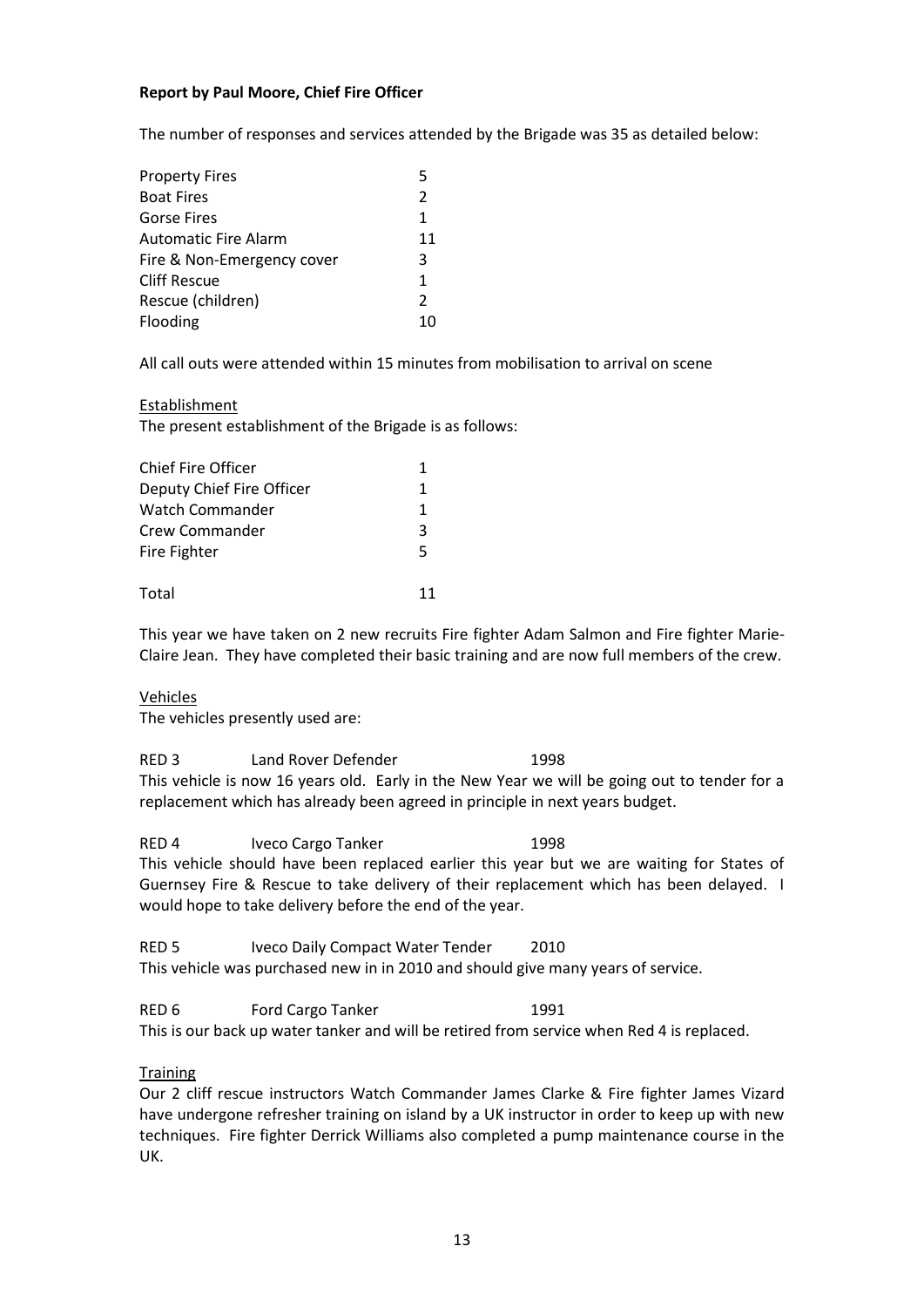**Report by Paul Moore, Chief Fire Officer**

The number of responses and services attended by the Brigade was 35 as detailed below:

| | |
|---|---|
| Property Fires | 5 |
| Boat Fires | 2 |
| Gorse Fires | 1 |
| Automatic Fire Alarm | 11 |
| Fire & Non-Emergency cover | 3 |
| Cliff Rescue | 1 |
| Rescue (children) | 2 |
| Flooding | 10 |

All call outs were attended within 15 minutes from mobilisation to arrival on scene

Establishment

The present establishment of the Brigade is as follows:

| | |
|---|---|
| Chief Fire Officer | 1 |
| Deputy Chief Fire Officer | 1 |
| Watch Commander | 1 |
| Crew Commander | 3 |
| Fire Fighter | 5 |
| Total | 11 |

This year we have taken on 2 new recruits Fire fighter Adam Salmon and Fire fighter Marie-Claire Jean. They have completed their basic training and are now full members of the crew.

Vehicles

The vehicles presently used are:

RED 3 Land Rover Defender 1998

This vehicle is now 16 years old. Early in the New Year we will be going out to tender for a replacement which has already been agreed in principle in next years budget.

RED 4 Iveco Cargo Tanker 1998

This vehicle should have been replaced earlier this year but we are waiting for States of Guernsey Fire & Rescue to take delivery of their replacement which has been delayed. I would hope to take delivery before the end of the year.

RED 5 Iveco Daily Compact Water Tender 2010

This vehicle was purchased new in in 2010 and should give many years of service.

RED 6 Ford Cargo Tanker 1991

This is our back up water tanker and will be retired from service when Red 4 is replaced.

Training

Our 2 cliff rescue instructors Watch Commander James Clarke & Fire fighter James Vizard have undergone refresher training on island by a UK instructor in order to keep up with new techniques. Fire fighter Derrick Williams also completed a pump maintenance course in the UK.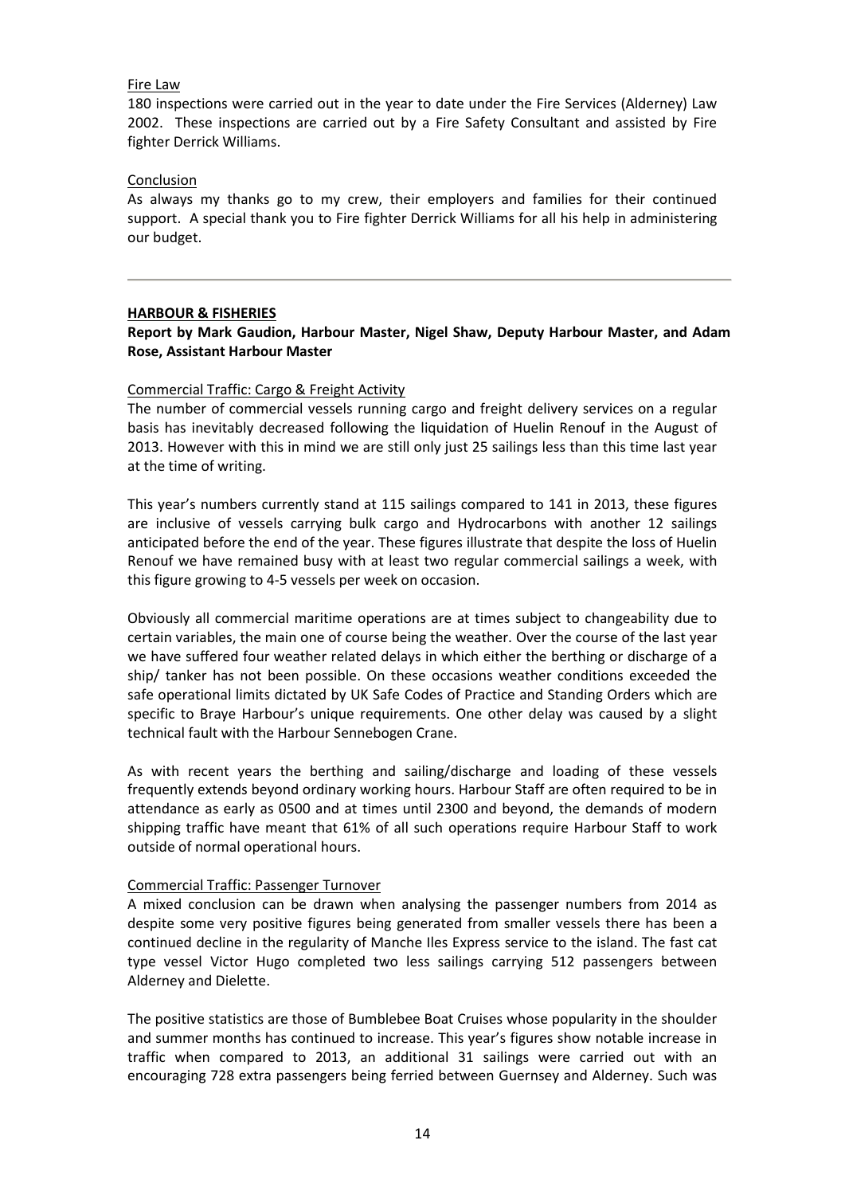Fire Law

180 inspections were carried out in the year to date under the Fire Services (Alderney) Law 2002. These inspections are carried out by a Fire Safety Consultant and assisted by Fire fighter Derrick Williams.

Conclusion

As always my thanks go to my crew, their employers and families for their continued support. A special thank you to Fire fighter Derrick Williams for all his help in administering our budget.

---

**HARBOUR & FISHERIES**

**Report by Mark Gaudion, Harbour Master, Nigel Shaw, Deputy Harbour Master, and Adam Rose, Assistant Harbour Master**

Commercial Traffic: Cargo & Freight Activity

The number of commercial vessels running cargo and freight delivery services on a regular basis has inevitably decreased following the liquidation of Huelin Renouf in the August of 2013. However with this in mind we are still only just 25 sailings less than this time last year at the time of writing.

This year's numbers currently stand at 115 sailings compared to 141 in 2013, these figures are inclusive of vessels carrying bulk cargo and Hydrocarbons with another 12 sailings anticipated before the end of the year. These figures illustrate that despite the loss of Huelin Renouf we have remained busy with at least two regular commercial sailings a week, with this figure growing to 4-5 vessels per week on occasion.

Obviously all commercial maritime operations are at times subject to changeability due to certain variables, the main one of course being the weather. Over the course of the last year we have suffered four weather related delays in which either the berthing or discharge of a ship/ tanker has not been possible. On these occasions weather conditions exceeded the safe operational limits dictated by UK Safe Codes of Practice and Standing Orders which are specific to Braye Harbour's unique requirements. One other delay was caused by a slight technical fault with the Harbour Sennebogen Crane.

As with recent years the berthing and sailing/discharge and loading of these vessels frequently extends beyond ordinary working hours. Harbour Staff are often required to be in attendance as early as 0500 and at times until 2300 and beyond, the demands of modern shipping traffic have meant that 61% of all such operations require Harbour Staff to work outside of normal operational hours.

Commercial Traffic: Passenger Turnover

A mixed conclusion can be drawn when analysing the passenger numbers from 2014 as despite some very positive figures being generated from smaller vessels there has been a continued decline in the regularity of Manche Iles Express service to the island. The fast cat type vessel Victor Hugo completed two less sailings carrying 512 passengers between Alderney and Dielette.

The positive statistics are those of Bumblebee Boat Cruises whose popularity in the shoulder and summer months has continued to increase. This year's figures show notable increase in traffic when compared to 2013, an additional 31 sailings were carried out with an encouraging 728 extra passengers being ferried between Guernsey and Alderney. Such was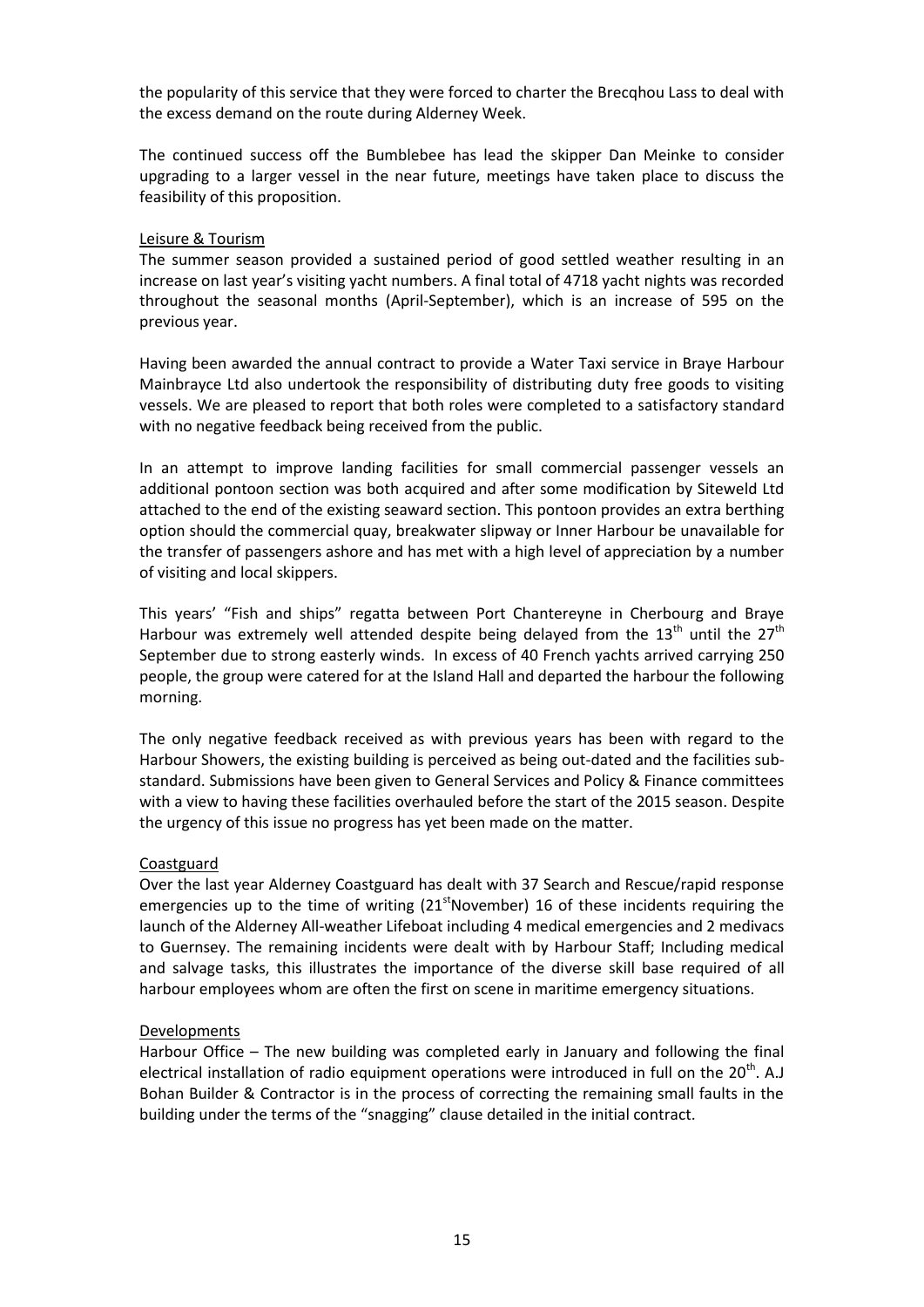the popularity of this service that they were forced to charter the Brecqhou Lass to deal with the excess demand on the route during Alderney Week.

The continued success off the Bumblebee has lead the skipper Dan Meinke to consider upgrading to a larger vessel in the near future, meetings have taken place to discuss the feasibility of this proposition.

Leisure & Tourism

The summer season provided a sustained period of good settled weather resulting in an increase on last year's visiting yacht numbers. A final total of 4718 yacht nights was recorded throughout the seasonal months (April-September), which is an increase of 595 on the previous year.

Having been awarded the annual contract to provide a Water Taxi service in Braye Harbour Mainbrayce Ltd also undertook the responsibility of distributing duty free goods to visiting vessels. We are pleased to report that both roles were completed to a satisfactory standard with no negative feedback being received from the public.

In an attempt to improve landing facilities for small commercial passenger vessels an additional pontoon section was both acquired and after some modification by Siteweld Ltd attached to the end of the existing seaward section. This pontoon provides an extra berthing option should the commercial quay, breakwater slipway or Inner Harbour be unavailable for the transfer of passengers ashore and has met with a high level of appreciation by a number of visiting and local skippers.

This years' "Fish and ships" regatta between Port Chantereyne in Cherbourg and Braye Harbour was extremely well attended despite being delayed from the 13th until the 27th September due to strong easterly winds. In excess of 40 French yachts arrived carrying 250 people, the group were catered for at the Island Hall and departed the harbour the following morning.

The only negative feedback received as with previous years has been with regard to the Harbour Showers, the existing building is perceived as being out-dated and the facilities sub-standard. Submissions have been given to General Services and Policy & Finance committees with a view to having these facilities overhauled before the start of the 2015 season. Despite the urgency of this issue no progress has yet been made on the matter.

Coastguard

Over the last year Alderney Coastguard has dealt with 37 Search and Rescue/rapid response emergencies up to the time of writing (21stNovember) 16 of these incidents requiring the launch of the Alderney All-weather Lifeboat including 4 medical emergencies and 2 medivacs to Guernsey. The remaining incidents were dealt with by Harbour Staff; Including medical and salvage tasks, this illustrates the importance of the diverse skill base required of all harbour employees whom are often the first on scene in maritime emergency situations.

Developments

Harbour Office – The new building was completed early in January and following the final electrical installation of radio equipment operations were introduced in full on the 20th. A.J Bohan Builder & Contractor is in the process of correcting the remaining small faults in the building under the terms of the "snagging" clause detailed in the initial contract.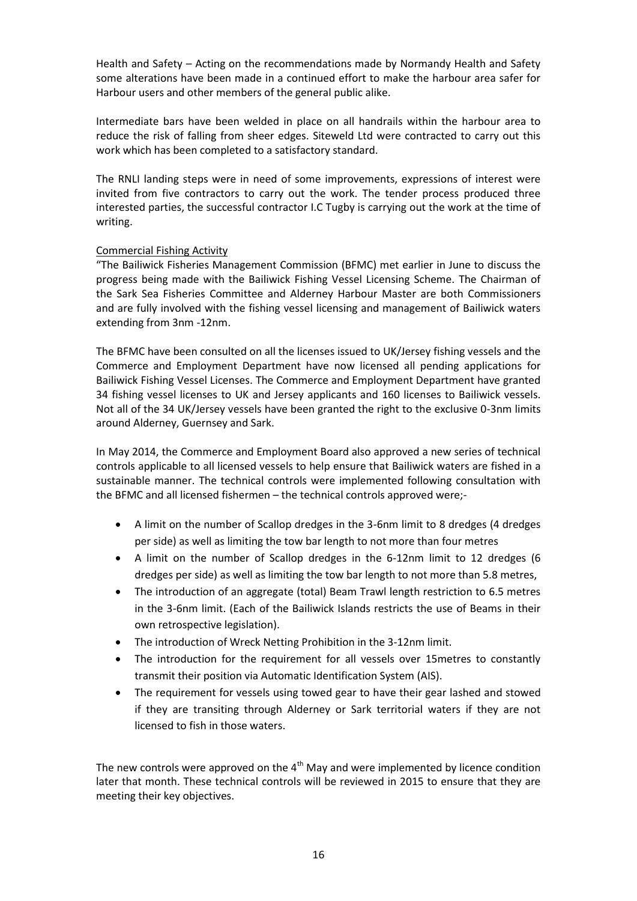Health and Safety – Acting on the recommendations made by Normandy Health and Safety some alterations have been made in a continued effort to make the harbour area safer for Harbour users and other members of the general public alike.

Intermediate bars have been welded in place on all handrails within the harbour area to reduce the risk of falling from sheer edges. Siteweld Ltd were contracted to carry out this work which has been completed to a satisfactory standard.

The RNLI landing steps were in need of some improvements, expressions of interest were invited from five contractors to carry out the work. The tender process produced three interested parties, the successful contractor I.C Tugby is carrying out the work at the time of writing.

Commercial Fishing Activity

"The Bailiwick Fisheries Management Commission (BFMC) met earlier in June to discuss the progress being made with the Bailiwick Fishing Vessel Licensing Scheme. The Chairman of the Sark Sea Fisheries Committee and Alderney Harbour Master are both Commissioners and are fully involved with the fishing vessel licensing and management of Bailiwick waters extending from 3nm -12nm.

The BFMC have been consulted on all the licenses issued to UK/Jersey fishing vessels and the Commerce and Employment Department have now licensed all pending applications for Bailiwick Fishing Vessel Licenses. The Commerce and Employment Department have granted 34 fishing vessel licenses to UK and Jersey applicants and 160 licenses to Bailiwick vessels. Not all of the 34 UK/Jersey vessels have been granted the right to the exclusive 0-3nm limits around Alderney, Guernsey and Sark.

In May 2014, the Commerce and Employment Board also approved a new series of technical controls applicable to all licensed vessels to help ensure that Bailiwick waters are fished in a sustainable manner. The technical controls were implemented following consultation with the BFMC and all licensed fishermen – the technical controls approved were;-

- A limit on the number of Scallop dredges in the 3-6nm limit to 8 dredges (4 dredges per side) as well as limiting the tow bar length to not more than four metres
- A limit on the number of Scallop dredges in the 6-12nm limit to 12 dredges (6 dredges per side) as well as limiting the tow bar length to not more than 5.8 metres,
- The introduction of an aggregate (total) Beam Trawl length restriction to 6.5 metres in the 3-6nm limit. (Each of the Bailiwick Islands restricts the use of Beams in their own retrospective legislation).
- The introduction of Wreck Netting Prohibition in the 3-12nm limit.
- The introduction for the requirement for all vessels over 15metres to constantly transmit their position via Automatic Identification System (AIS).
- The requirement for vessels using towed gear to have their gear lashed and stowed if they are transiting through Alderney or Sark territorial waters if they are not licensed to fish in those waters.

The new controls were approved on the 4th May and were implemented by licence condition later that month. These technical controls will be reviewed in 2015 to ensure that they are meeting their key objectives.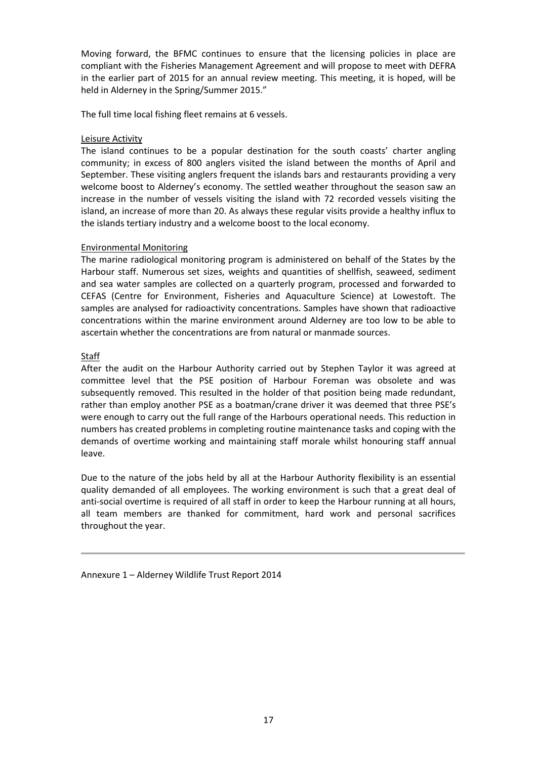Moving forward, the BFMC continues to ensure that the licensing policies in place are compliant with the Fisheries Management Agreement and will propose to meet with DEFRA in the earlier part of 2015 for an annual review meeting. This meeting, it is hoped, will be held in Alderney in the Spring/Summer 2015."

The full time local fishing fleet remains at 6 vessels.

<u>Leisure Activity</u>

The island continues to be a popular destination for the south coasts' charter angling community; in excess of 800 anglers visited the island between the months of April and September. These visiting anglers frequent the islands bars and restaurants providing a very welcome boost to Alderney's economy. The settled weather throughout the season saw an increase in the number of vessels visiting the island with 72 recorded vessels visiting the island, an increase of more than 20. As always these regular visits provide a healthy influx to the islands tertiary industry and a welcome boost to the local economy.

<u>Environmental Monitoring</u>

The marine radiological monitoring program is administered on behalf of the States by the Harbour staff. Numerous set sizes, weights and quantities of shellfish, seaweed, sediment and sea water samples are collected on a quarterly program, processed and forwarded to CEFAS (Centre for Environment, Fisheries and Aquaculture Science) at Lowestoft. The samples are analysed for radioactivity concentrations. Samples have shown that radioactive concentrations within the marine environment around Alderney are too low to be able to ascertain whether the concentrations are from natural or manmade sources.

<u>Staff</u>

After the audit on the Harbour Authority carried out by Stephen Taylor it was agreed at committee level that the PSE position of Harbour Foreman was obsolete and was subsequently removed. This resulted in the holder of that position being made redundant, rather than employ another PSE as a boatman/crane driver it was deemed that three PSE's were enough to carry out the full range of the Harbours operational needs. This reduction in numbers has created problems in completing routine maintenance tasks and coping with the demands of overtime working and maintaining staff morale whilst honouring staff annual leave.

Due to the nature of the jobs held by all at the Harbour Authority flexibility is an essential quality demanded of all employees. The working environment is such that a great deal of anti-social overtime is required of all staff in order to keep the Harbour running at all hours, all team members are thanked for commitment, hard work and personal sacrifices throughout the year.

---

Annexure 1 – Alderney Wildlife Trust Report 2014